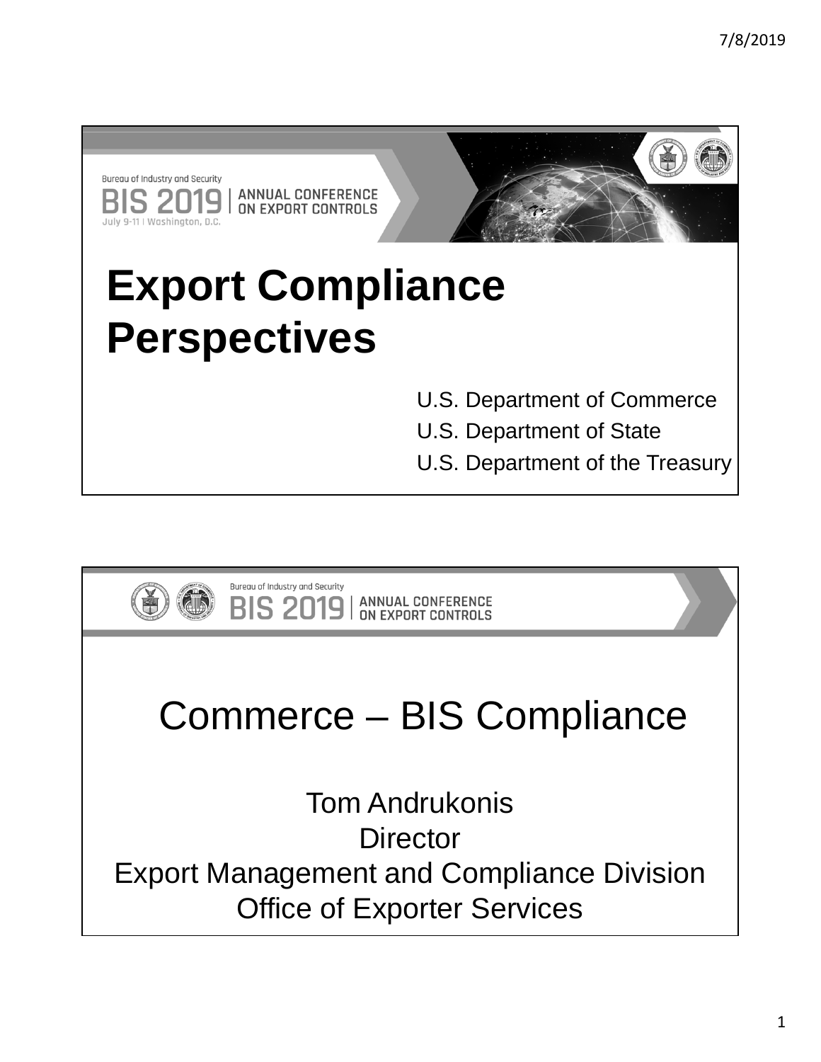Bureau of Industry and Security

BIS 2019 | ANNUAL CONFERENCE ON EXPORT CONTROLS

July 9-11 | Washington, D.C.

# Export Compliance Perspectives

U.S. Department of Commerce
U.S. Department of State
U.S. Department of the Treasury

---

Bureau of Industry and Security

BIS 2019 | ANNUAL CONFERENCE ON EXPORT CONTROLS

## Commerce – BIS Compliance

Tom Andrukonis
Director
Export Management and Compliance Division
Office of Exporter Services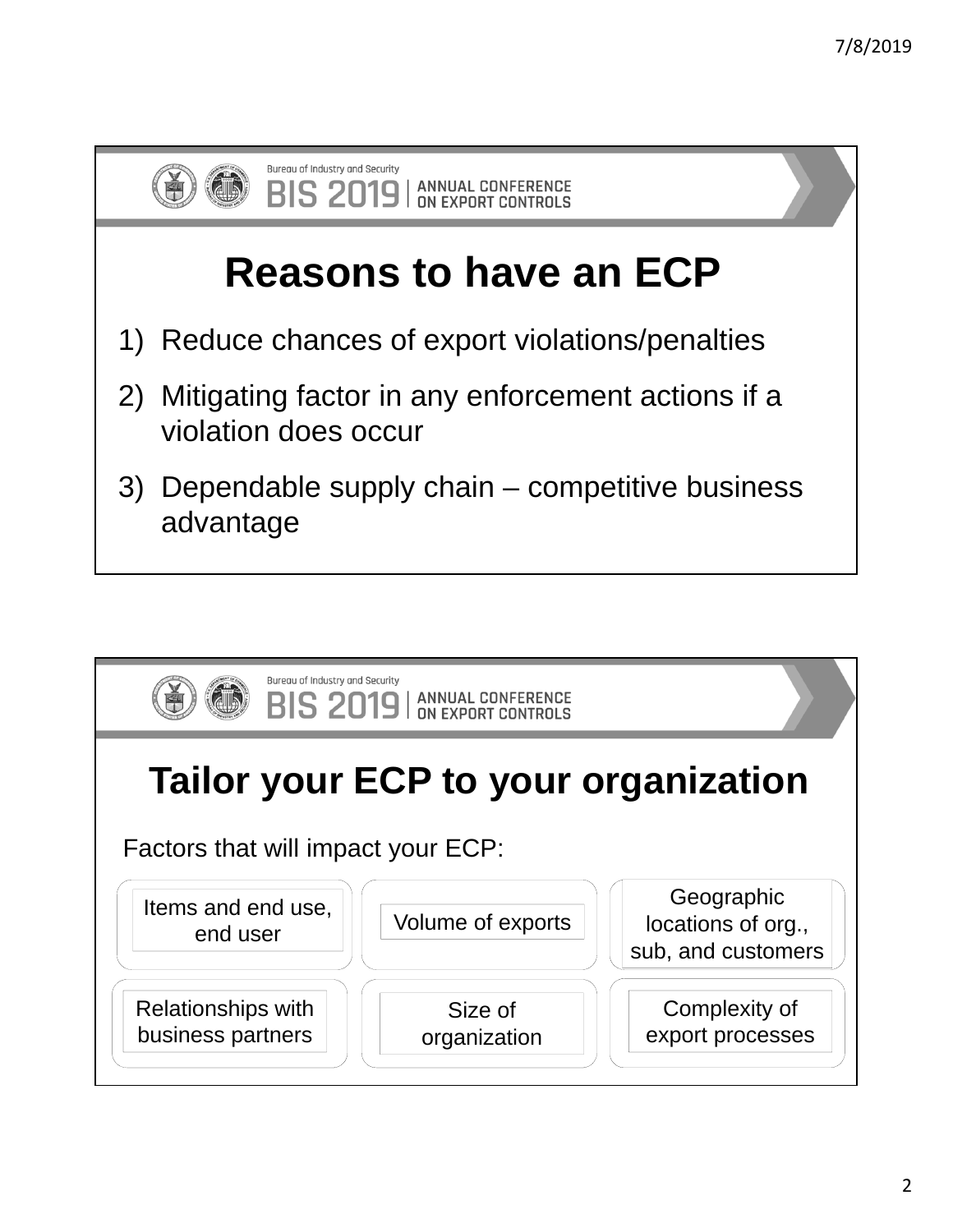## Reasons to have an ECP

1) Reduce chances of export violations/penalties
2) Mitigating factor in any enforcement actions if a violation does occur
3) Dependable supply chain – competitive business advantage

## Tailor your ECP to your organization

Factors that will impact your ECP:

- Items and end use, end user
- Volume of exports
- Geographic locations of org., sub, and customers
- Relationships with business partners
- Size of organization
- Complexity of export processes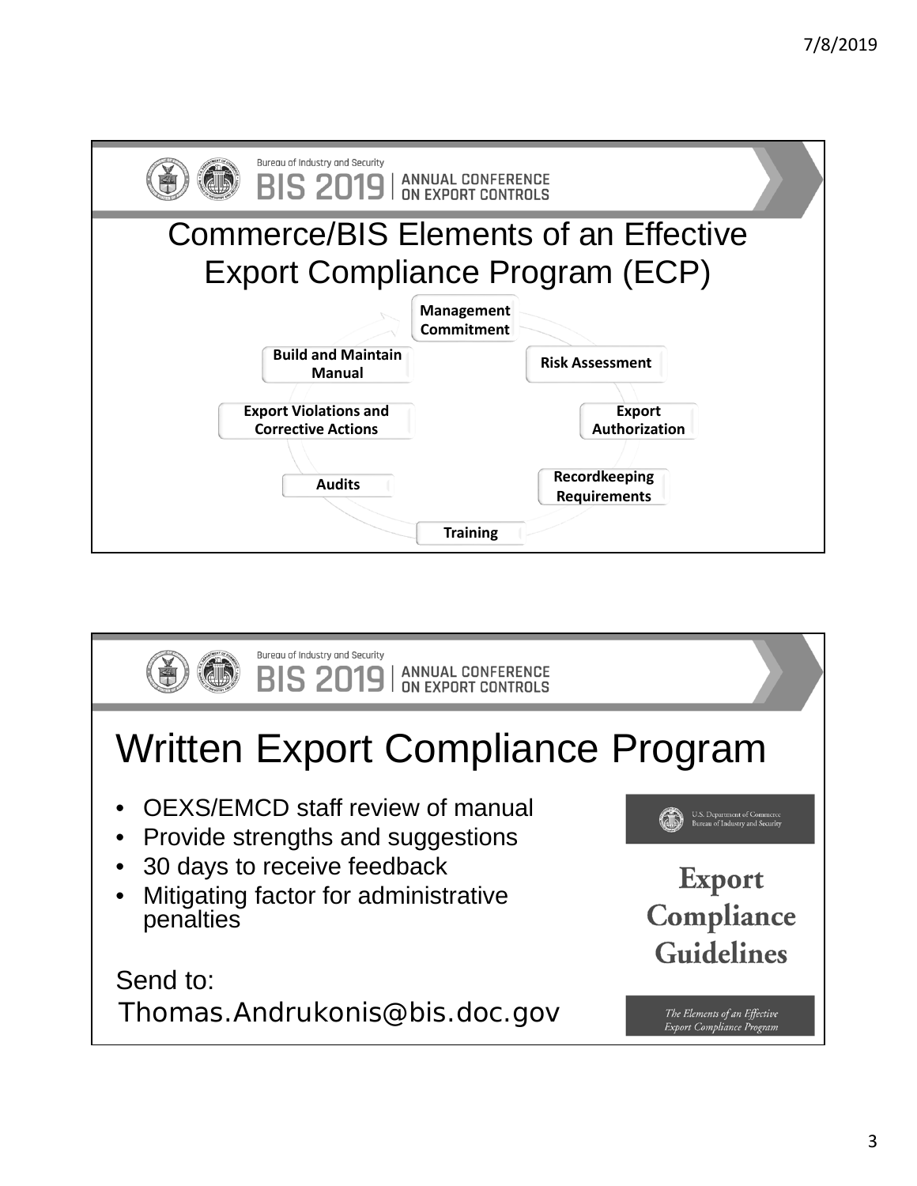Bureau of Industry and Security
BIS 2019 | ANNUAL CONFERENCE ON EXPORT CONTROLS

# Commerce/BIS Elements of an Effective Export Compliance Program (ECP)

- Management Commitment
- Risk Assessment
- Export Authorization
- Recordkeeping Requirements
- Training
- Audits
- Export Violations and Corrective Actions
- Build and Maintain Manual

Bureau of Industry and Security
BIS 2019 | ANNUAL CONFERENCE ON EXPORT CONTROLS

# Written Export Compliance Program

- OEXS/EMCD staff review of manual
- Provide strengths and suggestions
- 30 days to receive feedback
- Mitigating factor for administrative penalties

Send to:
Thomas.Andrukonis@bis.doc.gov

U.S. Department of Commerce
Bureau of Industry and Security

**Export Compliance Guidelines**

*The Elements of an Effective Export Compliance Program*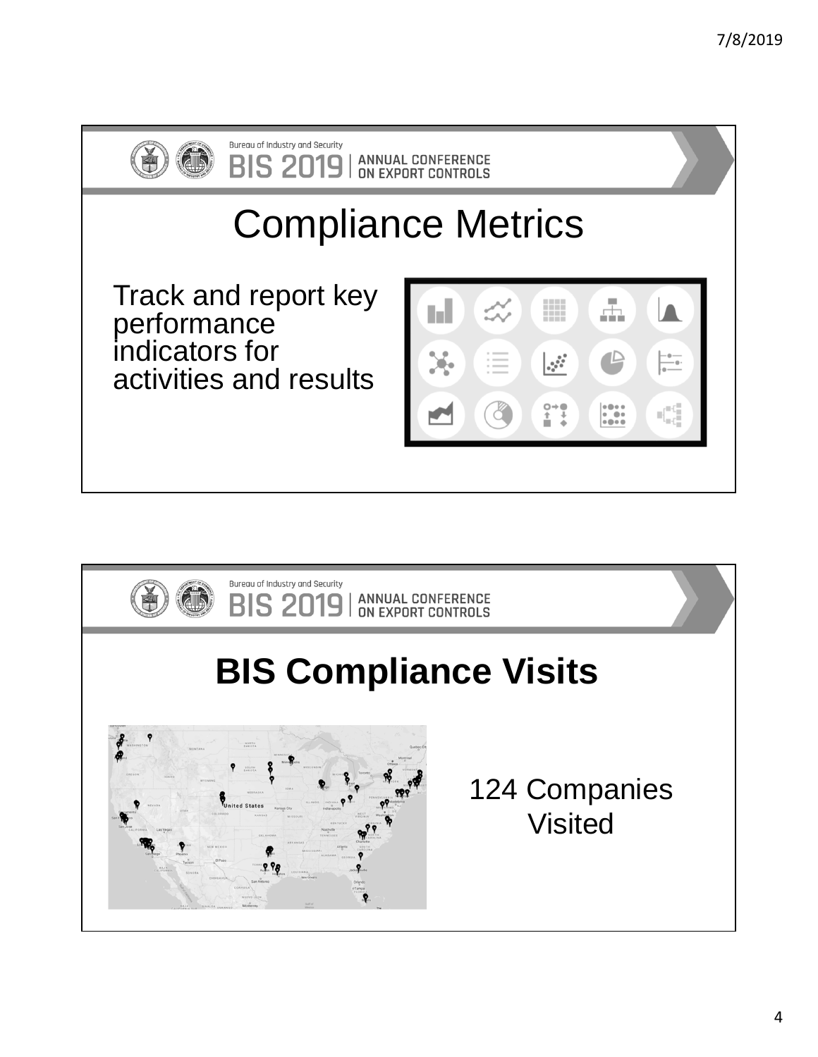Bureau of Industry and Security
BIS 2019 | ANNUAL CONFERENCE ON EXPORT CONTROLS

# Compliance Metrics

Track and report key performance indicators for activities and results

Bureau of Industry and Security
BIS 2019 | ANNUAL CONFERENCE ON EXPORT CONTROLS

# BIS Compliance Visits

124 Companies Visited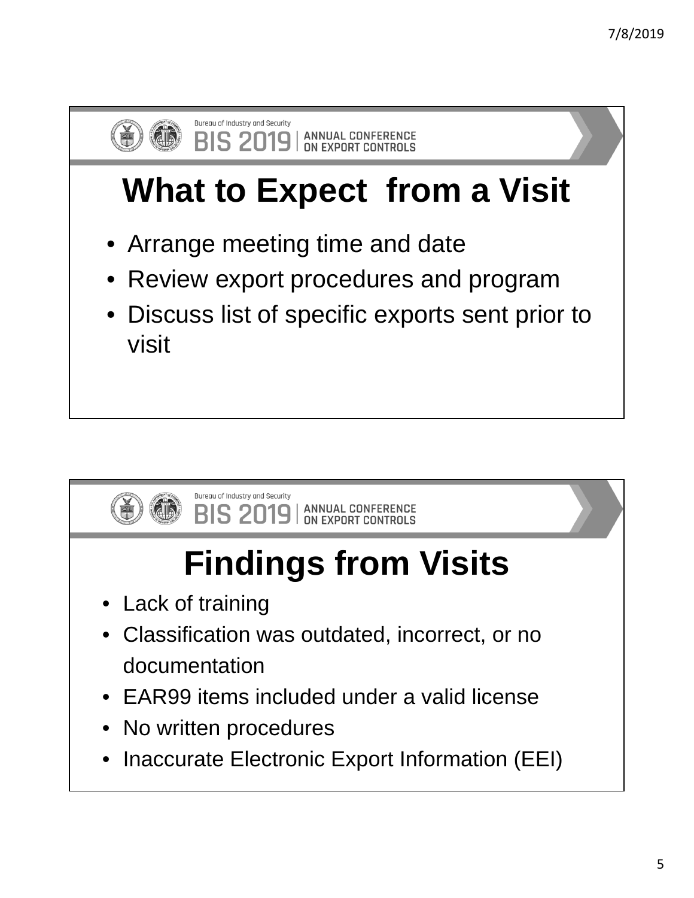## What to Expect from a Visit

- Arrange meeting time and date
- Review export procedures and program
- Discuss list of specific exports sent prior to visit

## Findings from Visits

- Lack of training
- Classification was outdated, incorrect, or no documentation
- EAR99 items included under a valid license
- No written procedures
- Inaccurate Electronic Export Information (EEI)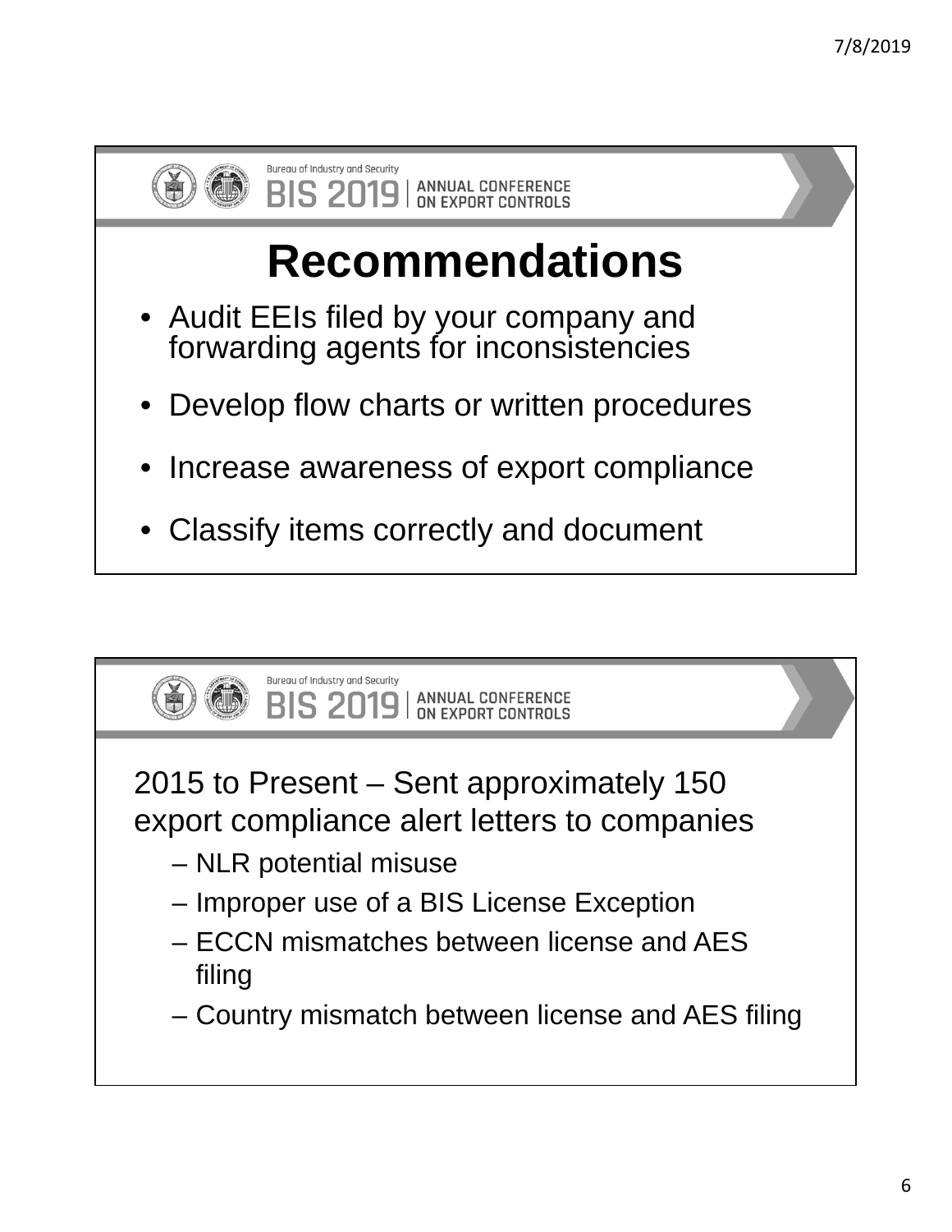## Recommendations

- Audit EEIs filed by your company and forwarding agents for inconsistencies
- Develop flow charts or written procedures
- Increase awareness of export compliance
- Classify items correctly and document

2015 to Present – Sent approximately 150 export compliance alert letters to companies

- NLR potential misuse
- Improper use of a BIS License Exception
- ECCN mismatches between license and AES filing
- Country mismatch between license and AES filing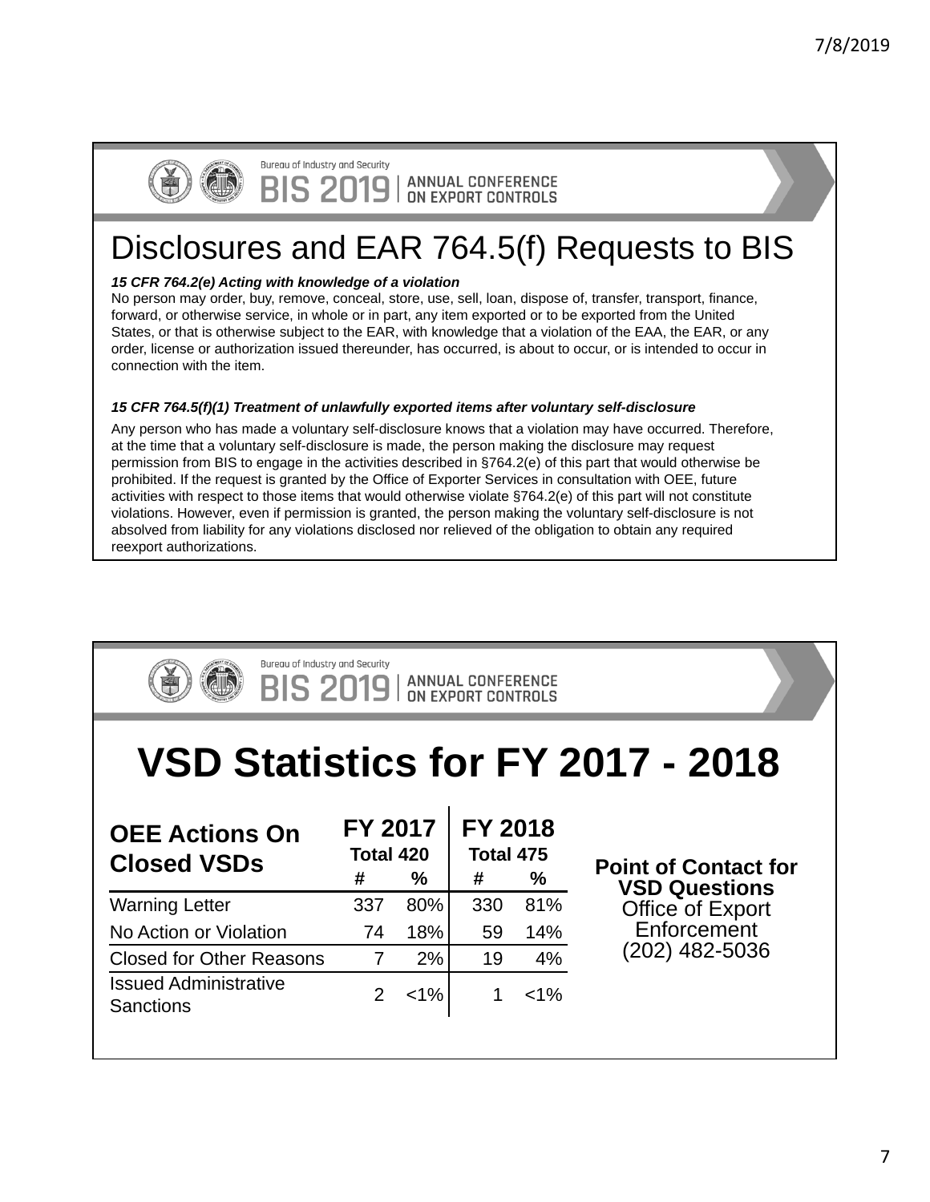## Disclosures and EAR 764.5(f) Requests to BIS

***15 CFR 764.2(e) Acting with knowledge of a violation***

No person may order, buy, remove, conceal, store, use, sell, loan, dispose of, transfer, transport, finance, forward, or otherwise service, in whole or in part, any item exported or to be exported from the United States, or that is otherwise subject to the EAR, with knowledge that a violation of the EAA, the EAR, or any order, license or authorization issued thereunder, has occurred, is about to occur, or is intended to occur in connection with the item.

***15 CFR 764.5(f)(1) Treatment of unlawfully exported items after voluntary self-disclosure***

Any person who has made a voluntary self-disclosure knows that a violation may have occurred. Therefore, at the time that a voluntary self-disclosure is made, the person making the disclosure may request permission from BIS to engage in the activities described in §764.2(e) of this part that would otherwise be prohibited. If the request is granted by the Office of Exporter Services in consultation with OEE, future activities with respect to those items that would otherwise violate §764.2(e) of this part will not constitute violations. However, even if permission is granted, the person making the voluntary self-disclosure is not absolved from liability for any violations disclosed nor relieved of the obligation to obtain any required reexport authorizations.

## VSD Statistics for FY 2017 - 2018

| OEE Actions On Closed VSDs | FY 2017 Total 420 | | FY 2018 Total 475 | |
|---|---|---|---|---|
| | **#** | **%** | **#** | **%** |
| Warning Letter | 337 | 80% | 330 | 81% |
| No Action or Violation | 74 | 18% | 59 | 14% |
| Closed for Other Reasons | 7 | 2% | 19 | 4% |
| Issued Administrative Sanctions | 2 | <1% | 1 | <1% |

**Point of Contact for VSD Questions**
Office of Export Enforcement
(202) 482-5036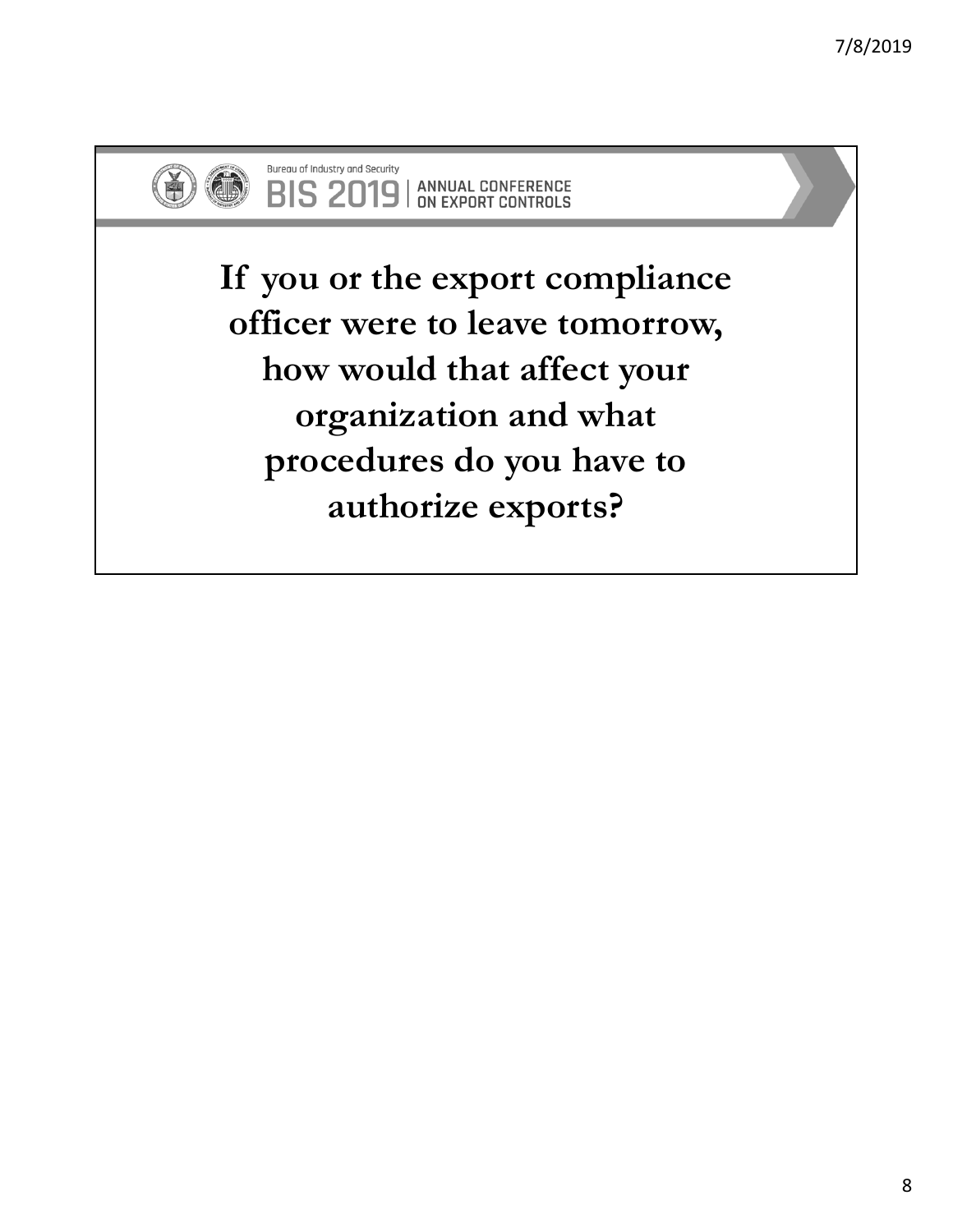Bureau of Industry and Security

BIS 2019 | ANNUAL CONFERENCE ON EXPORT CONTROLS

**If you or the export compliance officer were to leave tomorrow, how would that affect your organization and what procedures do you have to authorize exports?**